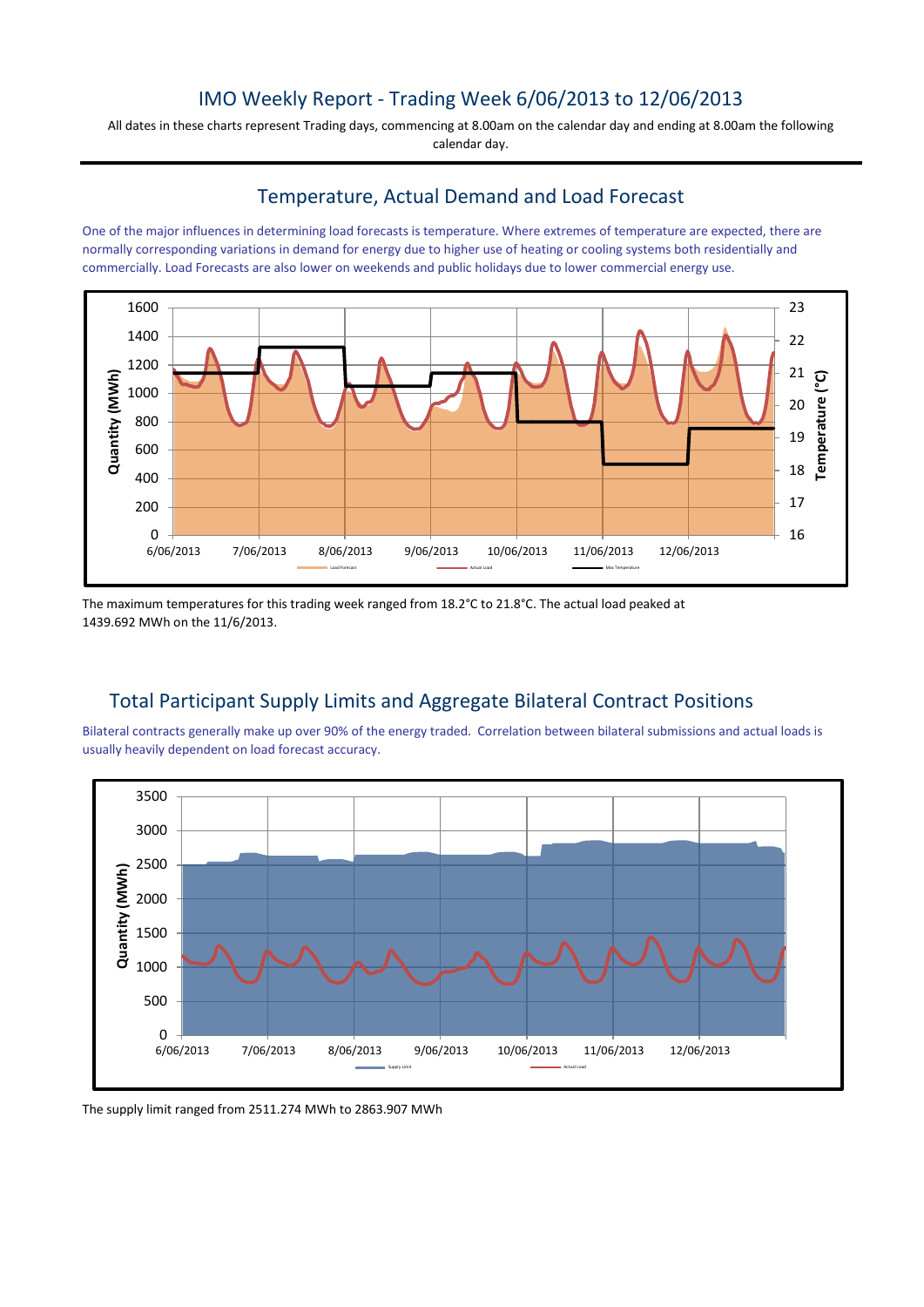# IMO Weekly Report - Trading Week 6/06/2013 to 12/06/2013

All dates in these charts represent Trading days, commencing at 8.00am on the calendar day and ending at 8.00am the following calendar day.

## Temperature, Actual Demand and Load Forecast

One of the major influences in determining load forecasts is temperature. Where extremes of temperature are expected, there are normally corresponding variations in demand for energy due to higher use of heating or cooling systems both residentially and commercially. Load Forecasts are also lower on weekends and public holidays due to lower commercial energy use.

The maximum temperatures for this trading week ranged from 18.2°C to 21.8°C. The actual load peaked at 1439.692 MWh on the 11/6/2013.

## Total Participant Supply Limits and Aggregate Bilateral Contract Positions

Bilateral contracts generally make up over 90% of the energy traded. Correlation between bilateral submissions and actual loads is usually heavily dependent on load forecast accuracy.

The supply limit ranged from 2511.274 MWh to 2863.907 MWh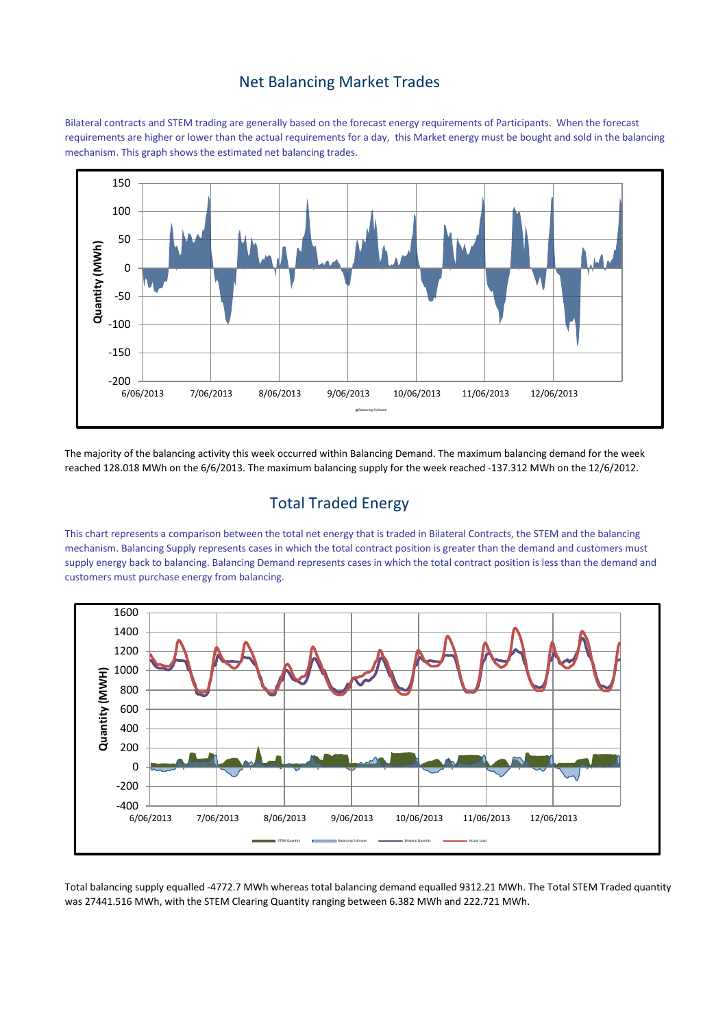## Net Balancing Market Trades

Bilateral contracts and STEM trading are generally based on the forecast energy requirements of Participants. When the forecast requirements are higher or lower than the actual requirements for a day, this Market energy must be bought and sold in the balancing mechanism. This graph shows the estimated net balancing trades.

The majority of the balancing activity this week occurred within Balancing Demand. The maximum balancing demand for the week reached 128.018 MWh on the 6/6/2013. The maximum balancing supply for the week reached -137.312 MWh on the 12/6/2012.

## Total Traded Energy

This chart represents a comparison between the total net energy that is traded in Bilateral Contracts, the STEM and the balancing mechanism. Balancing Supply represents cases in which the total contract position is greater than the demand and customers must supply energy back to balancing. Balancing Demand represents cases in which the total contract position is less than the demand and customers must purchase energy from balancing.

Total balancing supply equalled -4772.7 MWh whereas total balancing demand equalled 9312.21 MWh. The Total STEM Traded quantity was 27441.516 MWh, with the STEM Clearing Quantity ranging between 6.382 MWh and 222.721 MWh.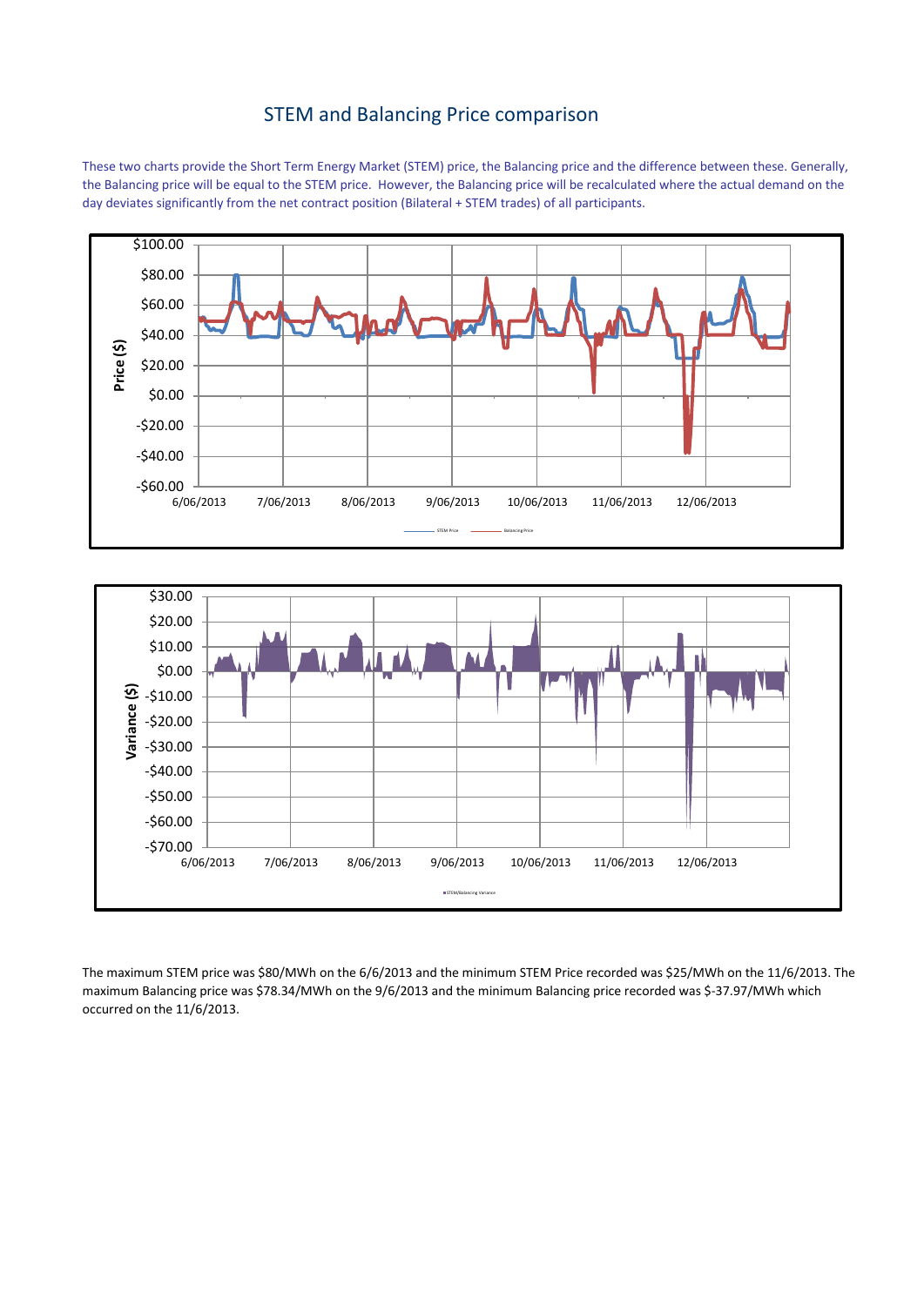# STEM and Balancing Price comparison

These two charts provide the Short Term Energy Market (STEM) price, the Balancing price and the difference between these. Generally, the Balancing price will be equal to the STEM price. However, the Balancing price will be recalculated where the actual demand on the day deviates significantly from the net contract position (Bilateral + STEM trades) of all participants.

Price ($)

$100.00
$80.00
$60.00
$40.00
$20.00
$0.00
-$20.00
-$40.00
-$60.00

6/06/2013
7/06/2013
8/06/2013
9/06/2013
10/06/2013
11/06/2013
12/06/2013

STEM Price
Balancing Price

Variance ($)

$30.00
$20.00
$10.00
$0.00
-$10.00
-$20.00
-$30.00
-$40.00
-$50.00
-$60.00
-$70.00

6/06/2013
7/06/2013
8/06/2013
9/06/2013
10/06/2013
11/06/2013
12/06/2013

STEM/Balancing Variance

The maximum STEM price was $80/MWh on the 6/6/2013 and the minimum STEM Price recorded was $25/MWh on the 11/6/2013. The maximum Balancing price was $78.34/MWh on the 9/6/2013 and the minimum Balancing price recorded was $-37.97/MWh which occurred on the 11/6/2013.